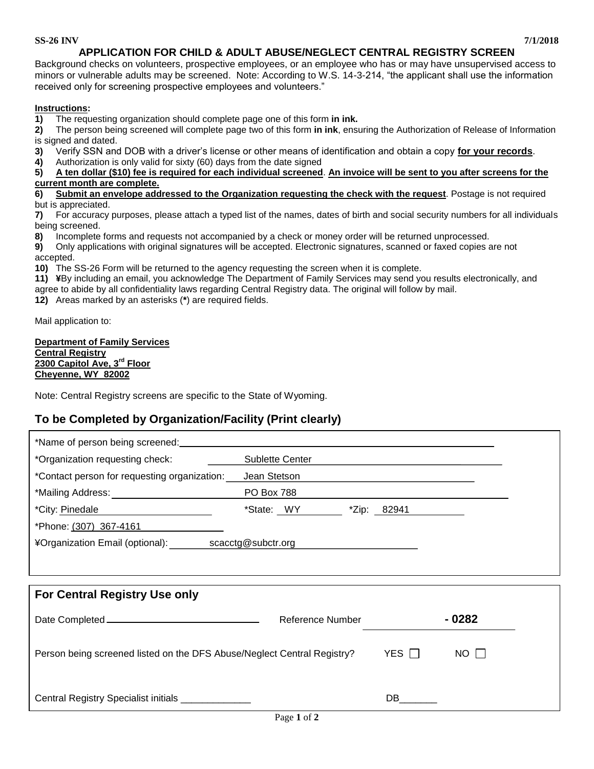SS-26 INV 7/1/2018

# APPLICATION FOR CHILD & ADULT ABUSE/NEGLECT CENTRAL REGISTRY SCREEN

Background checks on volunteers, prospective employees, or an employee who has or may have unsupervised access to minors or vulnerable adults may be screened. Note: According to W.S. 14-3-214, "the applicant shall use the information received only for screening prospective employees and volunteers."

**Instructions:**

**1)** The requesting organization should complete page one of this form **in ink.**

**2)** The person being screened will complete page two of this form **in ink**, ensuring the Authorization of Release of Information is signed and dated.

**3)** Verify SSN and DOB with a driver's license or other means of identification and obtain a copy **for your records**.

**4)** Authorization is only valid for sixty (60) days from the date signed

**5)** **A ten dollar ($10) fee is required for each individual screened**. **An invoice will be sent to you after screens for the current month are complete.**

**6)** **Submit an envelope addressed to the Organization requesting the check with the request**. Postage is not required but is appreciated.

**7)** For accuracy purposes, please attach a typed list of the names, dates of birth and social security numbers for all individuals being screened.

**8)** Incomplete forms and requests not accompanied by a check or money order will be returned unprocessed.

**9)** Only applications with original signatures will be accepted. Electronic signatures, scanned or faxed copies are not accepted.

**10)** The SS-26 Form will be returned to the agency requesting the screen when it is complete.

**11)** **¥**By including an email, you acknowledge The Department of Family Services may send you results electronically, and agree to abide by all confidentiality laws regarding Central Registry data. The original will follow by mail.

**12)** Areas marked by an asterisks (**\***) are required fields.

Mail application to:

**Department of Family Services**
**Central Registry**
**2300 Capitol Ave, 3rd Floor**
**Cheyenne, WY 82002**

Note: Central Registry screens are specific to the State of Wyoming.

## To be Completed by Organization/Facility (Print clearly)

*Name of person being screened: ______________________

*Organization requesting check: Sublette Center

*Contact person for requesting organization: Jean Stetson

*Mailing Address: PO Box 788

*City: Pinedale *State: WY *Zip: 82941

*Phone: (307) 367-4161

¥Organization Email (optional): scacctg@subctr.org

## For Central Registry Use only

Date Completed ______________________ Reference Number - 0282

Person being screened listed on the DFS Abuse/Neglect Central Registry? YES ☐ NO ☐

Central Registry Specialist initials _____________ DB_______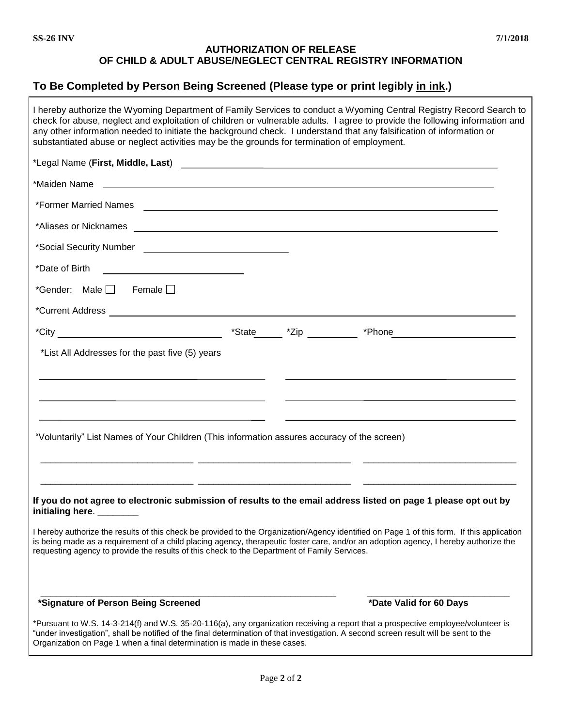SS-26 INV 7/1/2018

## AUTHORIZATION OF RELEASE OF CHILD & ADULT ABUSE/NEGLECT CENTRAL REGISTRY INFORMATION

### To Be Completed by Person Being Screened (Please type or print legibly in ink.)

I hereby authorize the Wyoming Department of Family Services to conduct a Wyoming Central Registry Record Search to check for abuse, neglect and exploitation of children or vulnerable adults. I agree to provide the following information and any other information needed to initiate the background check. I understand that any falsification of information or substantiated abuse or neglect activities may be the grounds for termination of employment.

*Legal Name (**First, Middle, Last**) ____________________________________________

*Maiden Name ____________________________________________

*Former Married Names ____________________________________________

*Aliases or Nicknames ____________________________________________

*Social Security Number ______________________

*Date of Birth ______________________

*Gender: Male ☐ Female ☐

*Current Address ____________________________________________

*City ______________________ *State_____ *Zip _________ *Phone______________________

*List All Addresses for the past five (5) years

______________________________ ______________________________

______________________________ ______________________________

______________________________ ______________________________

"Voluntarily" List Names of Your Children (This information assures accuracy of the screen)

______________________ ______________________ ______________________

______________________ ______________________ ______________________

**If you do not agree to electronic submission of results to the email address listed on page 1 please opt out by initialing here**. ________

I hereby authorize the results of this check be provided to the Organization/Agency identified on Page 1 of this form. If this application is being made as a requirement of a child placing agency, therapeutic foster care, and/or an adoption agency, I hereby authorize the requesting agency to provide the results of this check to the Department of Family Services.

______________________________________________ ______________________

**\*Signature of Person Being Screened** **\*Date Valid for 60 Days**

*Pursuant to W.S. 14-3-214(f) and W.S. 35-20-116(a), any organization receiving a report that a prospective employee/volunteer is "under investigation", shall be notified of the final determination of that investigation. A second screen result will be sent to the Organization on Page 1 when a final determination is made in these cases.